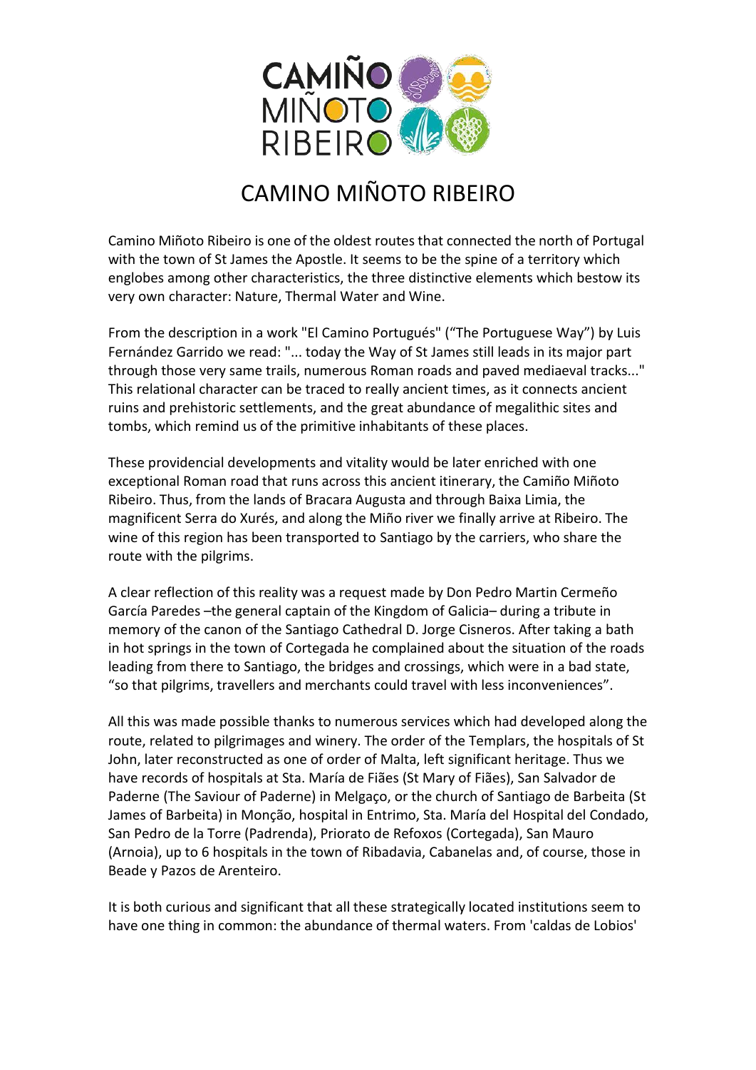# CAMINO MIÑOTO RIBEIRO

Camino Miñoto Ribeiro is one of the oldest routes that connected the north of Portugal with the town of St James the Apostle. It seems to be the spine of a territory which englobes among other characteristics, the three distinctive elements which bestow its very own character: Nature, Thermal Water and Wine.

From the description in a work "El Camino Portugués" ("The Portuguese Way") by Luis Fernández Garrido we read: "... today the Way of St James still leads in its major part through those very same trails, numerous Roman roads and paved mediaeval tracks..." This relational character can be traced to really ancient times, as it connects ancient ruins and prehistoric settlements, and the great abundance of megalithic sites and tombs, which remind us of the primitive inhabitants of these places.

These providencial developments and vitality would be later enriched with one exceptional Roman road that runs across this ancient itinerary, the Camiño Miñoto Ribeiro. Thus, from the lands of Bracara Augusta and through Baixa Limia, the magnificent Serra do Xurés, and along the Miño river we finally arrive at Ribeiro. The wine of this region has been transported to Santiago by the carriers, who share the route with the pilgrims.

A clear reflection of this reality was a request made by Don Pedro Martin Cermeño García Paredes –the general captain of the Kingdom of Galicia– during a tribute in memory of the canon of the Santiago Cathedral D. Jorge Cisneros. After taking a bath in hot springs in the town of Cortegada he complained about the situation of the roads leading from there to Santiago, the bridges and crossings, which were in a bad state, "so that pilgrims, travellers and merchants could travel with less inconveniences".

All this was made possible thanks to numerous services which had developed along the route, related to pilgrimages and winery. The order of the Templars, the hospitals of St John, later reconstructed as one of order of Malta, left significant heritage. Thus we have records of hospitals at Sta. María de Fiães (St Mary of Fiães), San Salvador de Paderne (The Saviour of Paderne) in Melgaço, or the church of Santiago de Barbeita (St James of Barbeita) in Monção, hospital in Entrimo, Sta. María del Hospital del Condado, San Pedro de la Torre (Padrenda), Priorato de Refoxos (Cortegada), San Mauro (Arnoia), up to 6 hospitals in the town of Ribadavia, Cabanelas and, of course, those in Beade y Pazos de Arenteiro.

It is both curious and significant that all these strategically located institutions seem to have one thing in common: the abundance of thermal waters. From 'caldas de Lobios'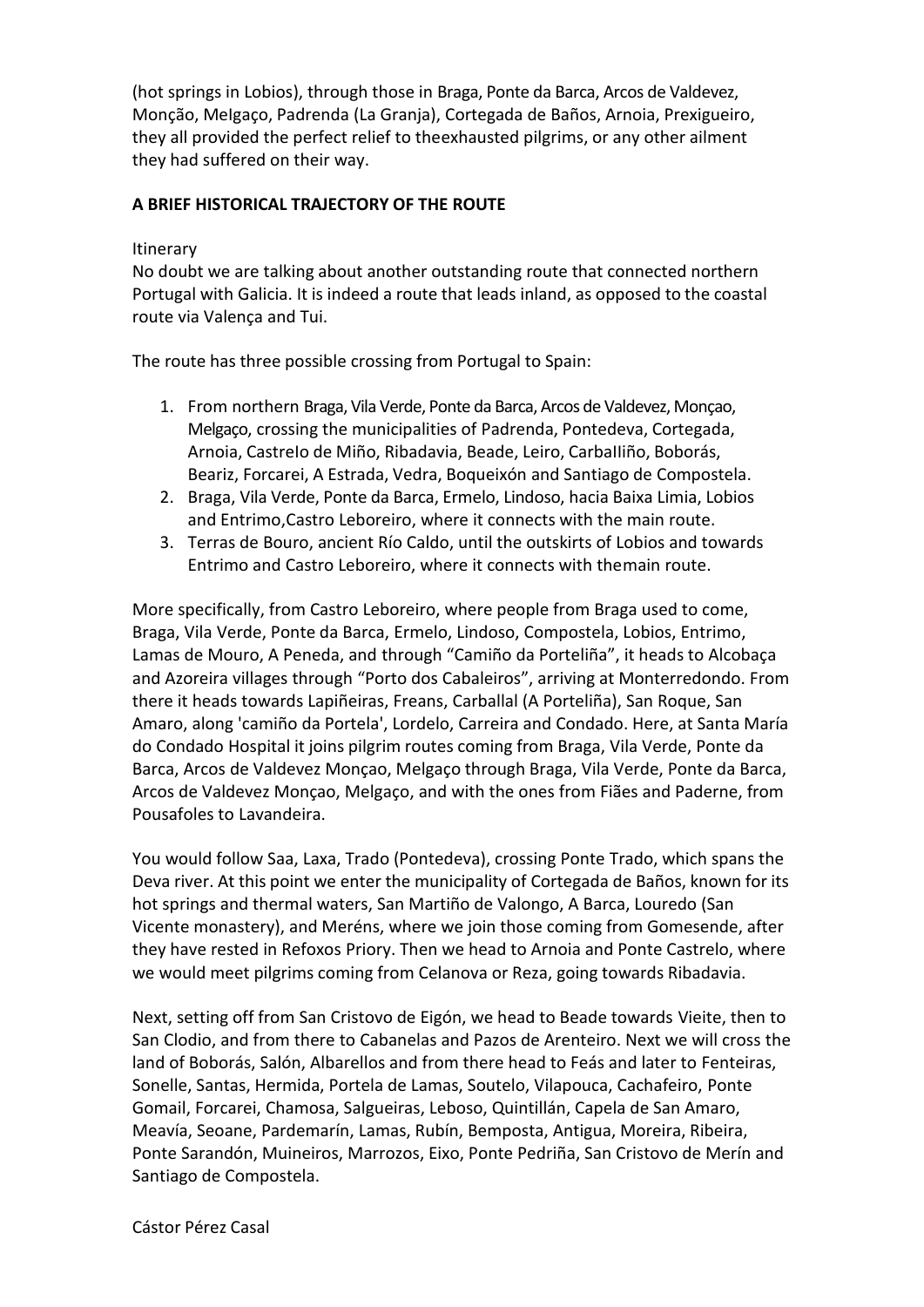(hot springs in Lobios), through those in Braga, Ponte da Barca, Arcos de Valdevez, Monção, MeIgaço, Padrenda (La Granja), Cortegada de Baños, Arnoia, Prexigueiro, they all provided the perfect relief to theexhausted pilgrims, or any other ailment they had suffered on their way.

**A BRIEF HISTORICAL TRAJECTORY OF THE ROUTE**

Itinerary

No doubt we are talking about another outstanding route that connected northern Portugal with Galicia. It is indeed a route that leads inland, as opposed to the coastal route via Valença and Tui.

The route has three possible crossing from Portugal to Spain:

1. From northern Braga, Vila Verde, Ponte da Barca, Arcos de Valdevez, Monçao, Melgaço, crossing the municipalities of Padrenda, Pontedeva, Cortegada, Arnoia, CastreIo de Miño, Ribadavia, Beade, Leiro, CarbaIIiño, Boborás, Beariz, Forcarei, A Estrada, Vedra, Boqueixón and Santiago de Compostela.
2. Braga, Vila Verde, Ponte da Barca, Ermelo, Lindoso, hacia Baixa Limia, Lobios and Entrimo,Castro Leboreiro, where it connects with the main route.
3. Terras de Bouro, ancient Río Caldo, until the outskirts of Lobios and towards Entrimo and Castro Leboreiro, where it connects with themain route.

More specifically, from Castro Leboreiro, where people from Braga used to come, Braga, Vila Verde, Ponte da Barca, Ermelo, Lindoso, Compostela, Lobios, Entrimo, Lamas de Mouro, A Peneda, and through "Camiño da Porteliña", it heads to Alcobaça and Azoreira villages through "Porto dos Cabaleiros", arriving at Monterredondo. From there it heads towards Lapiñeiras, Freans, Carballal (A Porteliña), San Roque, San Amaro, along 'camiño da Portela', Lordelo, Carreira and Condado. Here, at Santa María do Condado Hospital it joins pilgrim routes coming from Braga, Vila Verde, Ponte da Barca, Arcos de Valdevez Monçao, Melgaço through Braga, Vila Verde, Ponte da Barca, Arcos de Valdevez Monçao, Melgaço, and with the ones from Fiães and Paderne, from Pousafoles to Lavandeira.

You would follow Saa, Laxa, Trado (Pontedeva), crossing Ponte Trado, which spans the Deva river. At this point we enter the municipality of Cortegada de Baños, known for its hot springs and thermal waters, San Martiño de Valongo, A Barca, Louredo (San Vicente monastery), and Meréns, where we join those coming from Gomesende, after they have rested in Refoxos Priory. Then we head to Arnoia and Ponte Castrelo, where we would meet pilgrims coming from Celanova or Reza, going towards Ribadavia.

Next, setting off from San Cristovo de Eigón, we head to Beade towards Vieite, then to San Clodio, and from there to Cabanelas and Pazos de Arenteiro. Next we will cross the land of Boborás, Salón, Albarellos and from there head to Feás and later to Fenteiras, Sonelle, Santas, Hermida, Portela de Lamas, Soutelo, Vilapouca, Cachafeiro, Ponte Gomail, Forcarei, Chamosa, Salgueiras, Leboso, Quintillán, Capela de San Amaro, Meavía, Seoane, Pardemarín, Lamas, Rubín, Bemposta, Antigua, Moreira, Ribeira, Ponte Sarandón, Muineiros, Marrozos, Eixo, Ponte Pedriña, San Cristovo de Merín and Santiago de Compostela.

Cástor Pérez Casal